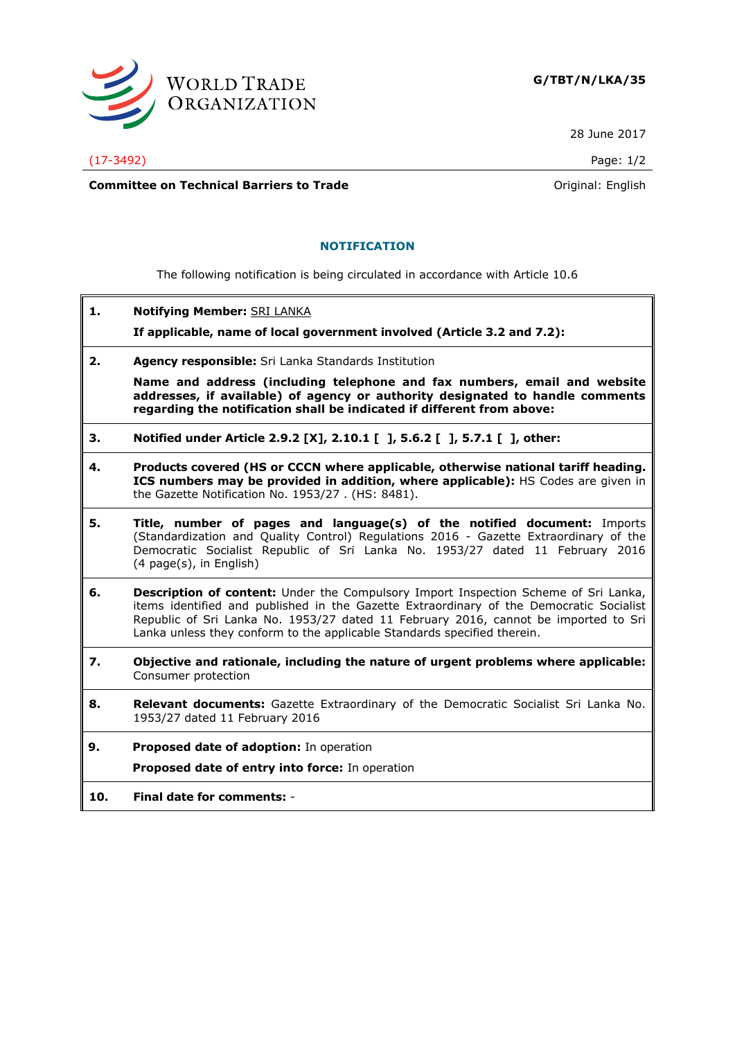WORLD TRADE ORGANIZATION

**G/TBT/N/LKA/35**

28 June 2017

(17-3492)

**Committee on Technical Barriers to Trade**

Original: English

## NOTIFICATION

The following notification is being circulated in accordance with Article 10.6

**1.** **Notifying Member:** SRI LANKA

**If applicable, name of local government involved (Article 3.2 and 7.2):**

**2.** **Agency responsible:** Sri Lanka Standards Institution

**Name and address (including telephone and fax numbers, email and website addresses, if available) of agency or authority designated to handle comments regarding the notification shall be indicated if different from above:**

**3.** **Notified under Article 2.9.2 [X], 2.10.1 [ ], 5.6.2 [ ], 5.7.1 [ ], other:**

**4.** **Products covered (HS or CCCN where applicable, otherwise national tariff heading. ICS numbers may be provided in addition, where applicable):** HS Codes are given in the Gazette Notification No. 1953/27 . (HS: 8481).

**5.** **Title, number of pages and language(s) of the notified document:** Imports (Standardization and Quality Control) Regulations 2016 - Gazette Extraordinary of the Democratic Socialist Republic of Sri Lanka No. 1953/27 dated 11 February 2016 (4 page(s), in English)

**6.** **Description of content:** Under the Compulsory Import Inspection Scheme of Sri Lanka, items identified and published in the Gazette Extraordinary of the Democratic Socialist Republic of Sri Lanka No. 1953/27 dated 11 February 2016, cannot be imported to Sri Lanka unless they conform to the applicable Standards specified therein.

**7.** **Objective and rationale, including the nature of urgent problems where applicable:** Consumer protection

**8.** **Relevant documents:** Gazette Extraordinary of the Democratic Socialist Sri Lanka No. 1953/27 dated 11 February 2016

**9.** **Proposed date of adoption:** In operation

**Proposed date of entry into force:** In operation

**10.** **Final date for comments:** -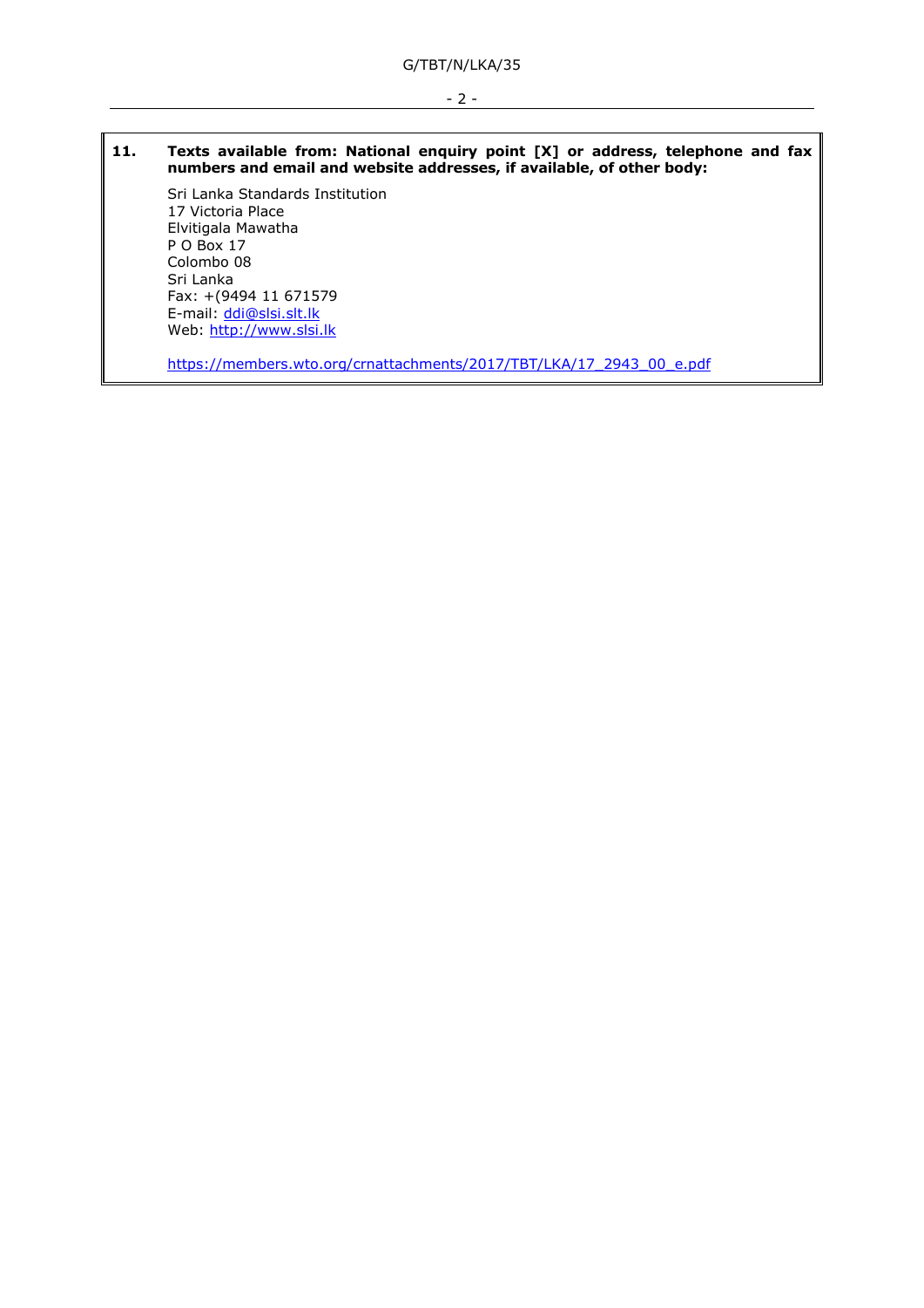**11. Texts available from: National enquiry point [X] or address, telephone and fax numbers and email and website addresses, if available, of other body:**

Sri Lanka Standards Institution
17 Victoria Place
Elvitigala Mawatha
P O Box 17
Colombo 08
Sri Lanka
Fax: +(9494 11 671579
E-mail: ddi@slsi.slt.lk
Web: http://www.slsi.lk

https://members.wto.org/crnattachments/2017/TBT/LKA/17_2943_00_e.pdf